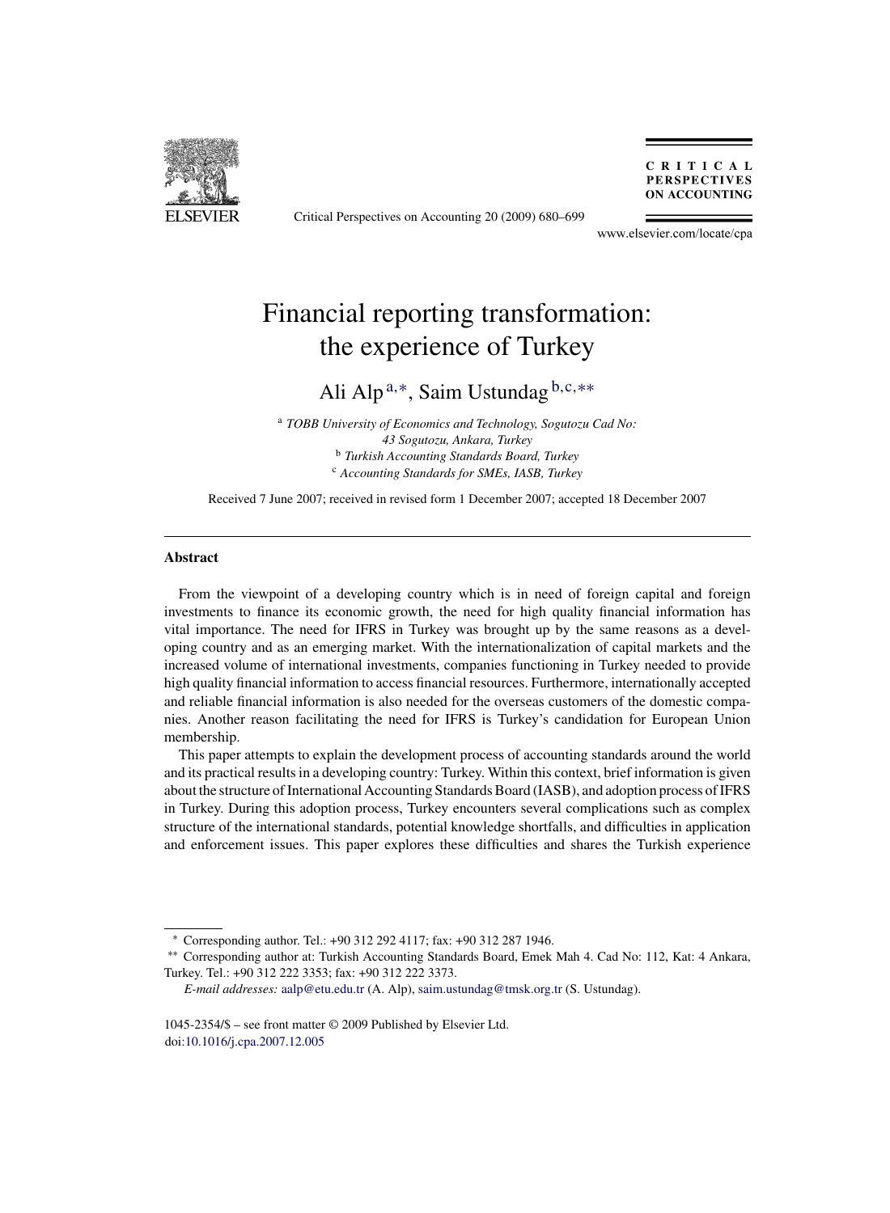# Financial reporting transformation: the experience of Turkey

Ali Alp[a,*], Saim Ustundag[b,c,**]

[a] *TOBB University of Economics and Technology, Sogutozu Cad No: 43 Sogutozu, Ankara, Turkey*
[b] *Turkish Accounting Standards Board, Turkey*
[c] *Accounting Standards for SMEs, IASB, Turkey*

Received 7 June 2007; received in revised form 1 December 2007; accepted 18 December 2007

---

## Abstract

From the viewpoint of a developing country which is in need of foreign capital and foreign investments to finance its economic growth, the need for high quality financial information has vital importance. The need for IFRS in Turkey was brought up by the same reasons as a developing country and as an emerging market. With the internationalization of capital markets and the increased volume of international investments, companies functioning in Turkey needed to provide high quality financial information to access financial resources. Furthermore, internationally accepted and reliable financial information is also needed for the overseas customers of the domestic companies. Another reason facilitating the need for IFRS is Turkey's candidation for European Union membership.

This paper attempts to explain the development process of accounting standards around the world and its practical results in a developing country: Turkey. Within this context, brief information is given about the structure of International Accounting Standards Board (IASB), and adoption process of IFRS in Turkey. During this adoption process, Turkey encounters several complications such as complex structure of the international standards, potential knowledge shortfalls, and difficulties in application and enforcement issues. This paper explores these difficulties and shares the Turkish experience

---

* Corresponding author. Tel.: +90 312 292 4117; fax: +90 312 287 1946.

** Corresponding author at: Turkish Accounting Standards Board, Emek Mah 4. Cad No: 112, Kat: 4 Ankara, Turkey. Tel.: +90 312 222 3353; fax: +90 312 222 3373.

*E-mail addresses:* aalp@etu.edu.tr (A. Alp), saim.ustundag@tmsk.org.tr (S. Ustundag).

1045-2354/$ – see front matter © 2009 Published by Elsevier Ltd.
doi:10.1016/j.cpa.2007.12.005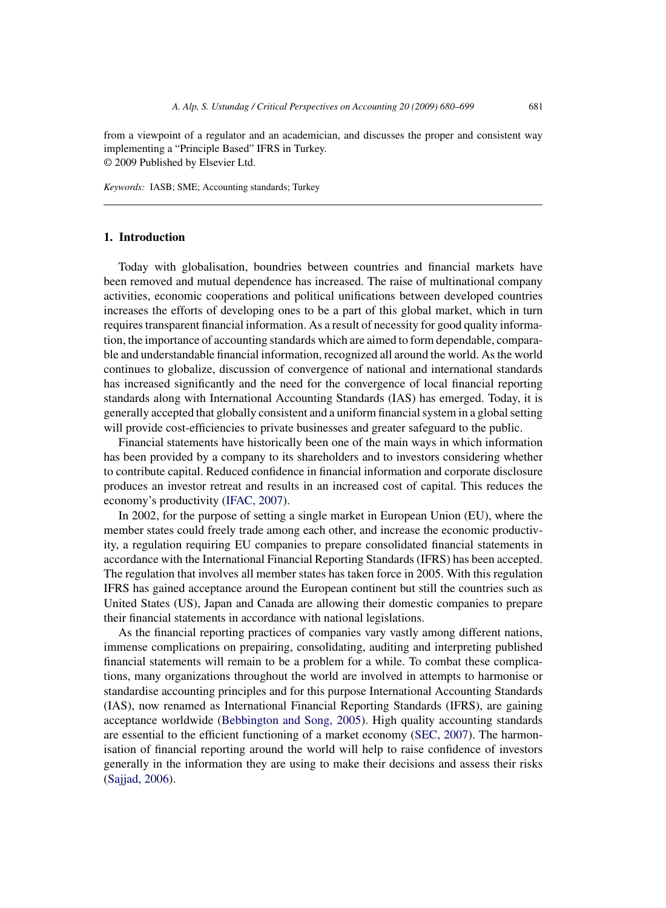from a viewpoint of a regulator and an academician, and discusses the proper and consistent way implementing a "Principle Based" IFRS in Turkey.
© 2009 Published by Elsevier Ltd.

*Keywords:* IASB; SME; Accounting standards; Turkey

## 1. Introduction

Today with globalisation, boundries between countries and financial markets have been removed and mutual dependence has increased. The raise of multinational company activities, economic cooperations and political unifications between developed countries increases the efforts of developing ones to be a part of this global market, which in turn requires transparent financial information. As a result of necessity for good quality information, the importance of accounting standards which are aimed to form dependable, comparable and understandable financial information, recognized all around the world. As the world continues to globalize, discussion of convergence of national and international standards has increased significantly and the need for the convergence of local financial reporting standards along with International Accounting Standards (IAS) has emerged. Today, it is generally accepted that globally consistent and a uniform financial system in a global setting will provide cost-efficiencies to private businesses and greater safeguard to the public.

Financial statements have historically been one of the main ways in which information has been provided by a company to its shareholders and to investors considering whether to contribute capital. Reduced confidence in financial information and corporate disclosure produces an investor retreat and results in an increased cost of capital. This reduces the economy's productivity (IFAC, 2007).

In 2002, for the purpose of setting a single market in European Union (EU), where the member states could freely trade among each other, and increase the economic productivity, a regulation requiring EU companies to prepare consolidated financial statements in accordance with the International Financial Reporting Standards (IFRS) has been accepted. The regulation that involves all member states has taken force in 2005. With this regulation IFRS has gained acceptance around the European continent but still the countries such as United States (US), Japan and Canada are allowing their domestic companies to prepare their financial statements in accordance with national legislations.

As the financial reporting practices of companies vary vastly among different nations, immense complications on prepairing, consolidating, auditing and interpreting published financial statements will remain to be a problem for a while. To combat these complications, many organizations throughout the world are involved in attempts to harmonise or standardise accounting principles and for this purpose International Accounting Standards (IAS), now renamed as International Financial Reporting Standards (IFRS), are gaining acceptance worldwide (Bebbington and Song, 2005). High quality accounting standards are essential to the efficient functioning of a market economy (SEC, 2007). The harmonisation of financial reporting around the world will help to raise confidence of investors generally in the information they are using to make their decisions and assess their risks (Sajjad, 2006).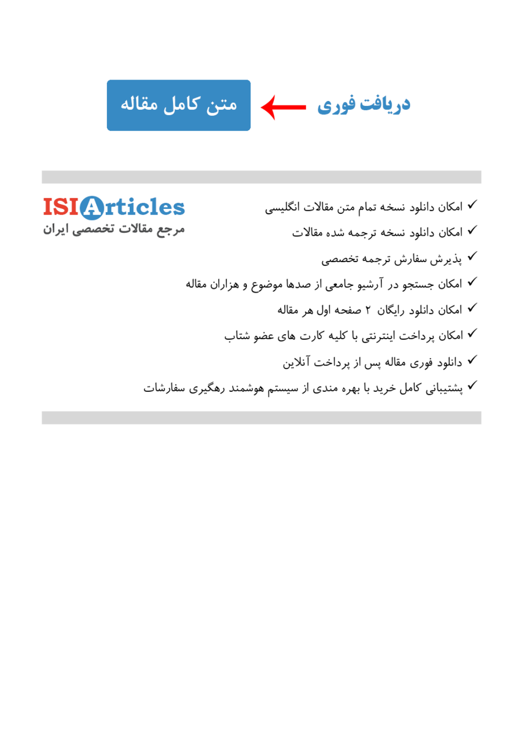دریافت فوری ← متن کامل مقاله

**ISIArticles**
مرجع مقالات تخصصی ایران

- ✓ امکان دانلود نسخه تمام متن مقالات انگلیسی
- ✓ امکان دانلود نسخه ترجمه شده مقالات
- ✓ پذیرش سفارش ترجمه تخصصی
- ✓ امکان جستجو در آرشیو جامعی از صدها موضوع و هزاران مقاله
- ✓ امکان دانلود رایگان ۲ صفحه اول هر مقاله
- ✓ امکان پرداخت اینترنتی با کلیه کارت های عضو شتاب
- ✓ دانلود فوری مقاله پس از پرداخت آنلاین
- ✓ پشتیبانی کامل خرید با بهره مندی از سیستم هوشمند رهگیری سفارشات